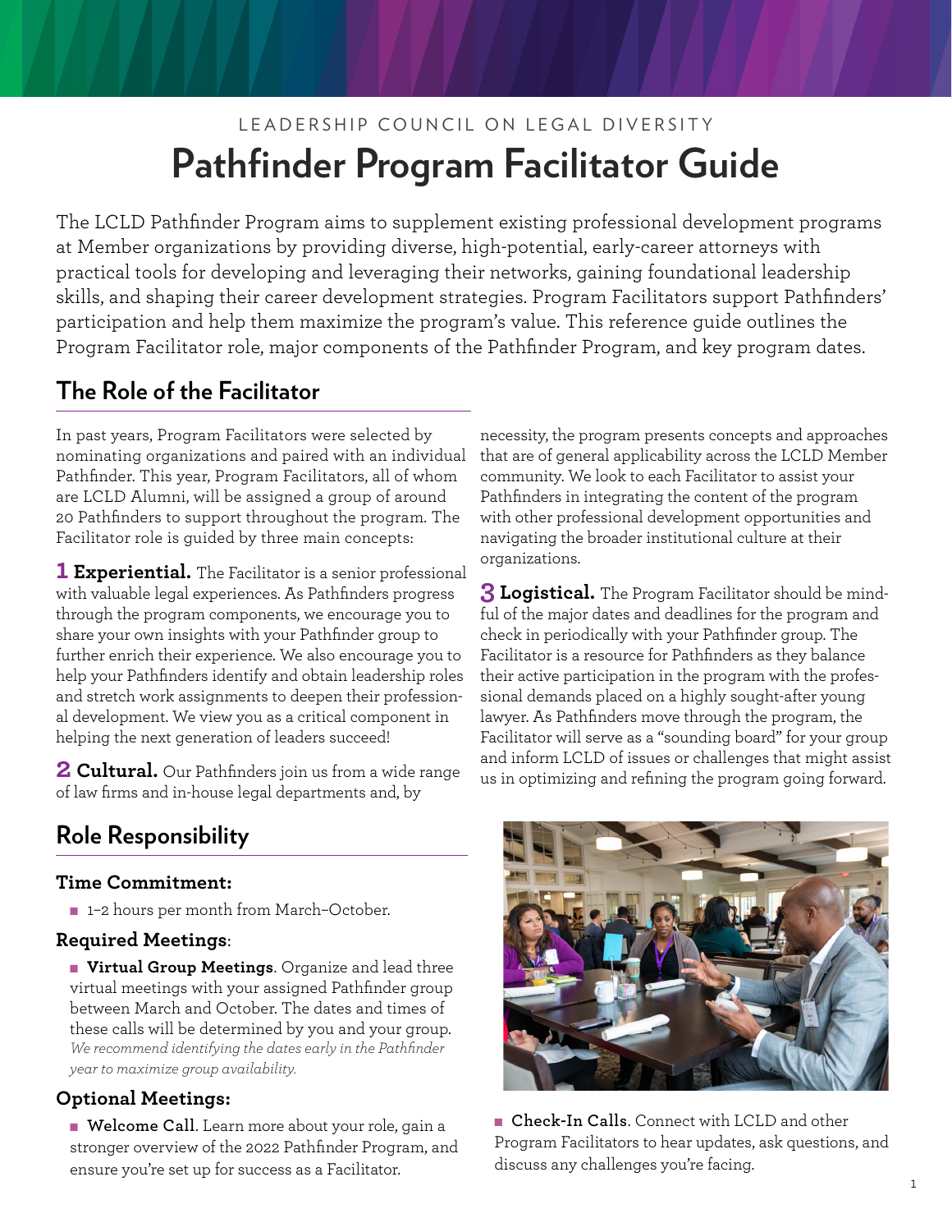LEADERSHIP COUNCIL ON LEGAL DIVERSITY

# Pathfinder Program Facilitator Guide

The LCLD Pathfinder Program aims to supplement existing professional development programs at Member organizations by providing diverse, high-potential, early-career attorneys with practical tools for developing and leveraging their networks, gaining foundational leadership skills, and shaping their career development strategies. Program Facilitators support Pathfinders' participation and help them maximize the program's value. This reference guide outlines the Program Facilitator role, major components of the Pathfinder Program, and key program dates.

## The Role of the Facilitator

In past years, Program Facilitators were selected by nominating organizations and paired with an individual Pathfinder. This year, Program Facilitators, all of whom are LCLD Alumni, will be assigned a group of around 20 Pathfinders to support throughout the program. The Facilitator role is guided by three main concepts:

**1 Experiential.** The Facilitator is a senior professional with valuable legal experiences. As Pathfinders progress through the program components, we encourage you to share your own insights with your Pathfinder group to further enrich their experience. We also encourage you to help your Pathfinders identify and obtain leadership roles and stretch work assignments to deepen their professional development. We view you as a critical component in helping the next generation of leaders succeed!

**2 Cultural.** Our Pathfinders join us from a wide range of law firms and in-house legal departments and, by necessity, the program presents concepts and approaches that are of general applicability across the LCLD Member community. We look to each Facilitator to assist your Pathfinders in integrating the content of the program with other professional development opportunities and navigating the broader institutional culture at their organizations.

**3 Logistical.** The Program Facilitator should be mindful of the major dates and deadlines for the program and check in periodically with your Pathfinder group. The Facilitator is a resource for Pathfinders as they balance their active participation in the program with the professional demands placed on a highly sought-after young lawyer. As Pathfinders move through the program, the Facilitator will serve as a "sounding board" for your group and inform LCLD of issues or challenges that might assist us in optimizing and refining the program going forward.

## Role Responsibility

### Time Commitment:

- 1–2 hours per month from March–October.

### Required Meetings:

- **Virtual Group Meetings**. Organize and lead three virtual meetings with your assigned Pathfinder group between March and October. The dates and times of these calls will be determined by you and your group. *We recommend identifying the dates early in the Pathfinder year to maximize group availability.*

### Optional Meetings:

- **Welcome Call**. Learn more about your role, gain a stronger overview of the 2022 Pathfinder Program, and ensure you're set up for success as a Facilitator.
- **Check-In Calls**. Connect with LCLD and other Program Facilitators to hear updates, ask questions, and discuss any challenges you're facing.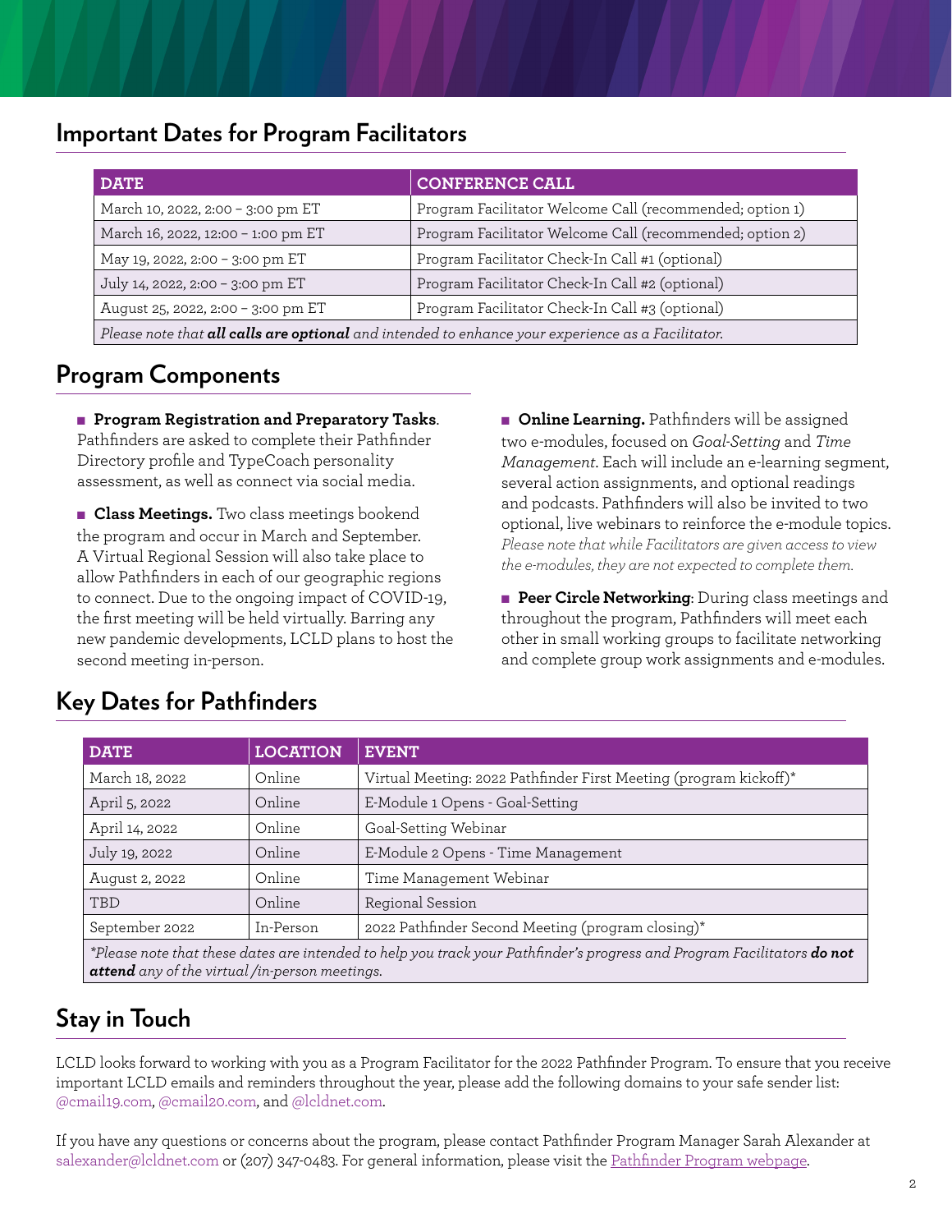## Important Dates for Program Facilitators

| DATE | CONFERENCE CALL |
|---|---|
| March 10, 2022, 2:00 – 3:00 pm ET | Program Facilitator Welcome Call (recommended; option 1) |
| March 16, 2022, 12:00 – 1:00 pm ET | Program Facilitator Welcome Call (recommended; option 2) |
| May 19, 2022, 2:00 – 3:00 pm ET | Program Facilitator Check-In Call #1 (optional) |
| July 14, 2022, 2:00 – 3:00 pm ET | Program Facilitator Check-In Call #2 (optional) |
| August 25, 2022, 2:00 – 3:00 pm ET | Program Facilitator Check-In Call #3 (optional) |
| *Please note that **all calls are optional** and intended to enhance your experience as a Facilitator.* | |

## Program Components

- **Program Registration and Preparatory Tasks**. Pathfinders are asked to complete their Pathfinder Directory profile and TypeCoach personality assessment, as well as connect via social media.
- **Class Meetings.** Two class meetings bookend the program and occur in March and September. A Virtual Regional Session will also take place to allow Pathfinders in each of our geographic regions to connect. Due to the ongoing impact of COVID-19, the first meeting will be held virtually. Barring any new pandemic developments, LCLD plans to host the second meeting in-person.
- **Online Learning.** Pathfinders will be assigned two e-modules, focused on *Goal-Setting* and *Time Management*. Each will include an e-learning segment, several action assignments, and optional readings and podcasts. Pathfinders will also be invited to two optional, live webinars to reinforce the e-module topics. *Please note that while Facilitators are given access to view the e-modules, they are not expected to complete them.*
- **Peer Circle Networking**: During class meetings and throughout the program, Pathfinders will meet each other in small working groups to facilitate networking and complete group work assignments and e-modules.

## Key Dates for Pathfinders

| DATE | LOCATION | EVENT |
|---|---|---|
| March 18, 2022 | Online | Virtual Meeting: 2022 Pathfinder First Meeting (program kickoff)* |
| April 5, 2022 | Online | E-Module 1 Opens - Goal-Setting |
| April 14, 2022 | Online | Goal-Setting Webinar |
| July 19, 2022 | Online | E-Module 2 Opens - Time Management |
| August 2, 2022 | Online | Time Management Webinar |
| TBD | Online | Regional Session |
| September 2022 | In-Person | 2022 Pathfinder Second Meeting (program closing)* |
| *\*Please note that these dates are intended to help you track your Pathfinder's progress and Program Facilitators **do not attend** any of the virtual /in-person meetings.* | | |

## Stay in Touch

LCLD looks forward to working with you as a Program Facilitator for the 2022 Pathfinder Program. To ensure that you receive important LCLD emails and reminders throughout the year, please add the following domains to your safe sender list: @cmail19.com, @cmail20.com, and @lcldnet.com.

If you have any questions or concerns about the program, please contact Pathfinder Program Manager Sarah Alexander at salexander@lcldnet.com or (207) 347-0483. For general information, please visit the Pathfinder Program webpage.